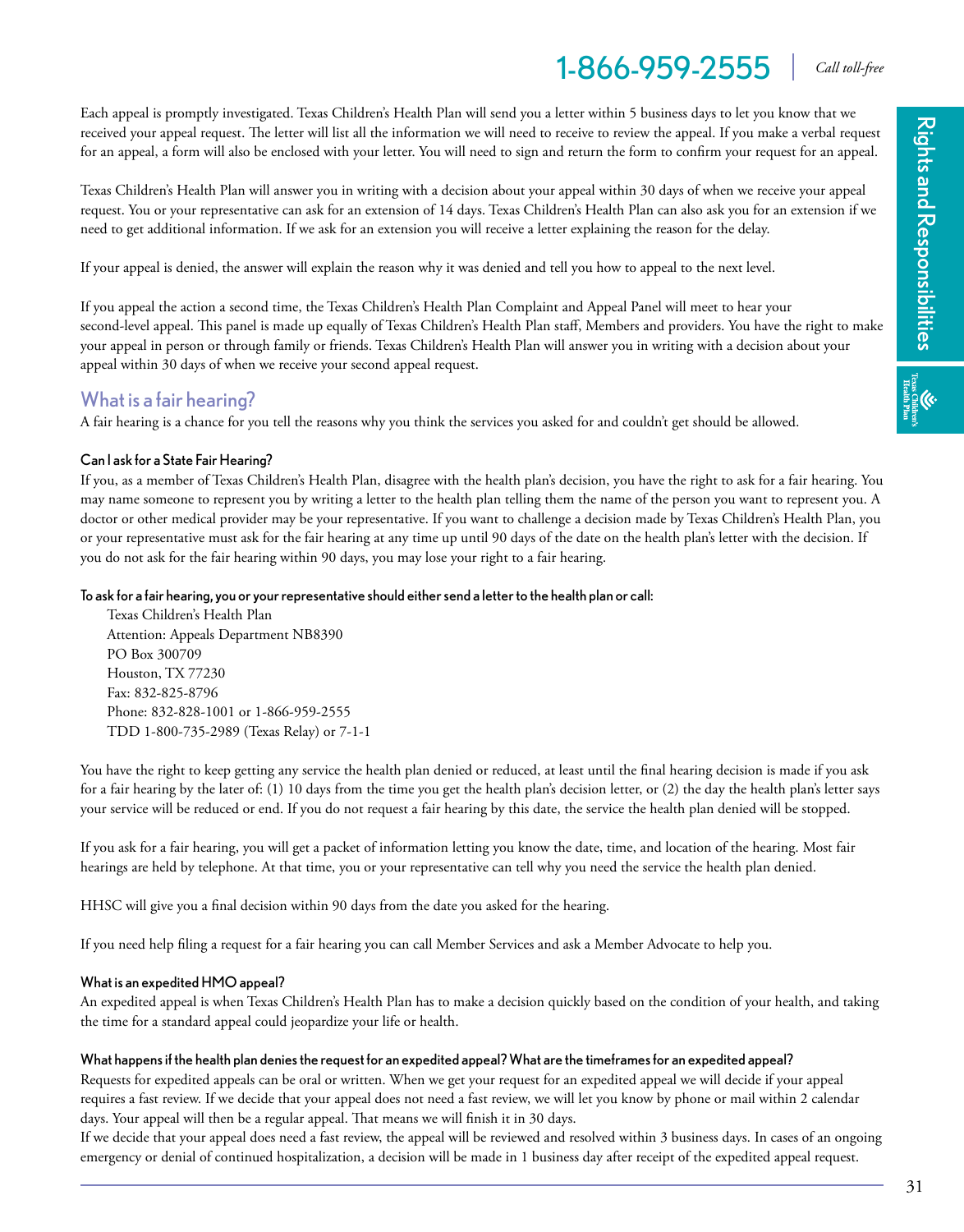Each appeal is promptly investigated. Texas Children's Health Plan will send you a letter within 5 business days to let you know that we received your appeal request. The letter will list all the information we will need to receive to review the appeal. If you make a verbal request for an appeal, a form will also be enclosed with your letter. You will need to sign and return the form to confirm your request for an appeal.

Texas Children's Health Plan will answer you in writing with a decision about your appeal within 30 days of when we receive your appeal request. You or your representative can ask for an extension of 14 days. Texas Children's Health Plan can also ask you for an extension if we need to get additional information. If we ask for an extension you will receive a letter explaining the reason for the delay.

If your appeal is denied, the answer will explain the reason why it was denied and tell you how to appeal to the next level.

If you appeal the action a second time, the Texas Children's Health Plan Complaint and Appeal Panel will meet to hear your second-level appeal. This panel is made up equally of Texas Children's Health Plan staff, Members and providers. You have the right to make your appeal in person or through family or friends. Texas Children's Health Plan will answer you in writing with a decision about your appeal within 30 days of when we receive your second appeal request.

## What is a fair hearing?

A fair hearing is a chance for you tell the reasons why you think the services you asked for and couldn't get should be allowed.

#### Can I ask for a State Fair Hearing?

If you, as a member of Texas Children's Health Plan, disagree with the health plan's decision, you have the right to ask for a fair hearing. You may name someone to represent you by writing a letter to the health plan telling them the name of the person you want to represent you. A doctor or other medical provider may be your representative. If you want to challenge a decision made by Texas Children's Health Plan, you or your representative must ask for the fair hearing at any time up until 90 days of the date on the health plan's letter with the decision. If you do not ask for the fair hearing within 90 days, you may lose your right to a fair hearing.

#### To ask for a fair hearing, you or your representative should either send a letter to the health plan or call:

Texas Children's Health Plan
Attention: Appeals Department NB8390
PO Box 300709
Houston, TX 77230
Fax: 832-825-8796
Phone: 832-828-1001 or 1-866-959-2555
TDD 1-800-735-2989 (Texas Relay) or 7-1-1

You have the right to keep getting any service the health plan denied or reduced, at least until the final hearing decision is made if you ask for a fair hearing by the later of: (1) 10 days from the time you get the health plan's decision letter, or (2) the day the health plan's letter says your service will be reduced or end. If you do not request a fair hearing by this date, the service the health plan denied will be stopped.

If you ask for a fair hearing, you will get a packet of information letting you know the date, time, and location of the hearing. Most fair hearings are held by telephone. At that time, you or your representative can tell why you need the service the health plan denied.

HHSC will give you a final decision within 90 days from the date you asked for the hearing.

If you need help filing a request for a fair hearing you can call Member Services and ask a Member Advocate to help you.

#### What is an expedited HMO appeal?

An expedited appeal is when Texas Children's Health Plan has to make a decision quickly based on the condition of your health, and taking the time for a standard appeal could jeopardize your life or health.

#### What happens if the health plan denies the request for an expedited appeal? What are the timeframes for an expedited appeal?

Requests for expedited appeals can be oral or written. When we get your request for an expedited appeal we will decide if your appeal requires a fast review. If we decide that your appeal does not need a fast review, we will let you know by phone or mail within 2 calendar days. Your appeal will then be a regular appeal. That means we will finish it in 30 days.

If we decide that your appeal does need a fast review, the appeal will be reviewed and resolved within 3 business days. In cases of an ongoing emergency or denial of continued hospitalization, a decision will be made in 1 business day after receipt of the expedited appeal request.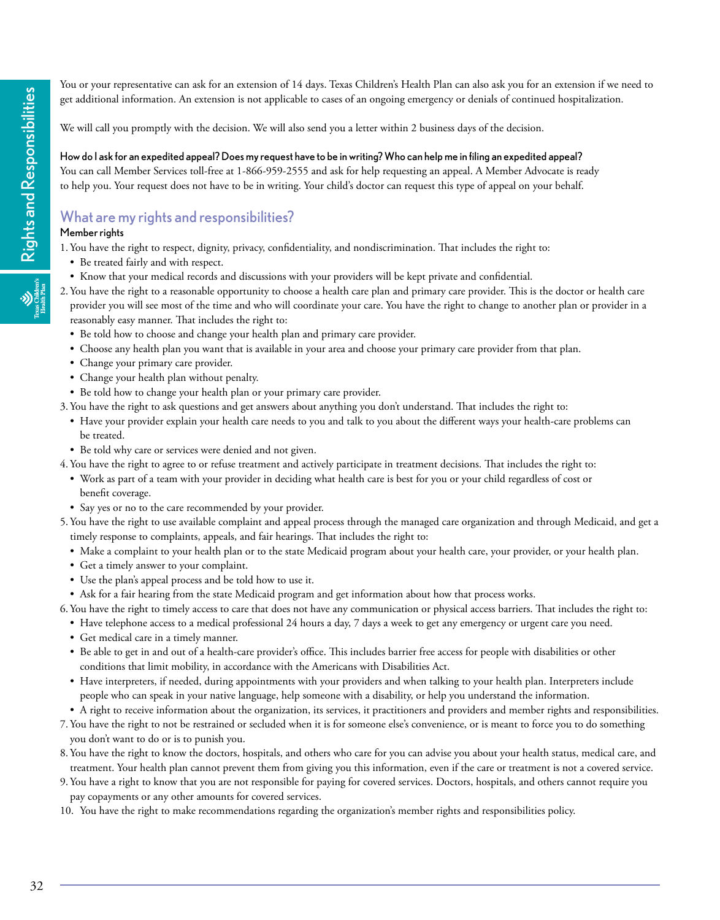You or your representative can ask for an extension of 14 days. Texas Children's Health Plan can also ask you for an extension if we need to get additional information. An extension is not applicable to cases of an ongoing emergency or denials of continued hospitalization.

We will call you promptly with the decision. We will also send you a letter within 2 business days of the decision.

**How do I ask for an expedited appeal? Does my request have to be in writing? Who can help me in filing an expedited appeal?**
You can call Member Services toll-free at 1-866-959-2555 and ask for help requesting an appeal. A Member Advocate is ready to help you. Your request does not have to be in writing. Your child's doctor can request this type of appeal on your behalf.

## What are my rights and responsibilities?

**Member rights**

1. You have the right to respect, dignity, privacy, confidentiality, and nondiscrimination. That includes the right to:
   - Be treated fairly and with respect.
   - Know that your medical records and discussions with your providers will be kept private and confidential.
2. You have the right to a reasonable opportunity to choose a health care plan and primary care provider. This is the doctor or health care provider you will see most of the time and who will coordinate your care. You have the right to change to another plan or provider in a reasonably easy manner. That includes the right to:
   - Be told how to choose and change your health plan and primary care provider.
   - Choose any health plan you want that is available in your area and choose your primary care provider from that plan.
   - Change your primary care provider.
   - Change your health plan without penalty.
   - Be told how to change your health plan or your primary care provider.
3. You have the right to ask questions and get answers about anything you don't understand. That includes the right to:
   - Have your provider explain your health care needs to you and talk to you about the different ways your health-care problems can be treated.
   - Be told why care or services were denied and not given.
4. You have the right to agree to or refuse treatment and actively participate in treatment decisions. That includes the right to:
   - Work as part of a team with your provider in deciding what health care is best for you or your child regardless of cost or benefit coverage.
   - Say yes or no to the care recommended by your provider.
5. You have the right to use available complaint and appeal process through the managed care organization and through Medicaid, and get a timely response to complaints, appeals, and fair hearings. That includes the right to:
   - Make a complaint to your health plan or to the state Medicaid program about your health care, your provider, or your health plan.
   - Get a timely answer to your complaint.
   - Use the plan's appeal process and be told how to use it.
   - Ask for a fair hearing from the state Medicaid program and get information about how that process works.
6. You have the right to timely access to care that does not have any communication or physical access barriers. That includes the right to:
   - Have telephone access to a medical professional 24 hours a day, 7 days a week to get any emergency or urgent care you need.
   - Get medical care in a timely manner.
   - Be able to get in and out of a health-care provider's office. This includes barrier free access for people with disabilities or other conditions that limit mobility, in accordance with the Americans with Disabilities Act.
   - Have interpreters, if needed, during appointments with your providers and when talking to your health plan. Interpreters include people who can speak in your native language, help someone with a disability, or help you understand the information.
   - A right to receive information about the organization, its services, it practitioners and providers and member rights and responsibilities.
7. You have the right to not be restrained or secluded when it is for someone else's convenience, or is meant to force you to do something you don't want to do or is to punish you.
8. You have the right to know the doctors, hospitals, and others who care for you can advise you about your health status, medical care, and treatment. Your health plan cannot prevent them from giving you this information, even if the care or treatment is not a covered service.
9. You have a right to know that you are not responsible for paying for covered services. Doctors, hospitals, and others cannot require you pay copayments or any other amounts for covered services.
10. You have the right to make recommendations regarding the organization's member rights and responsibilities policy.